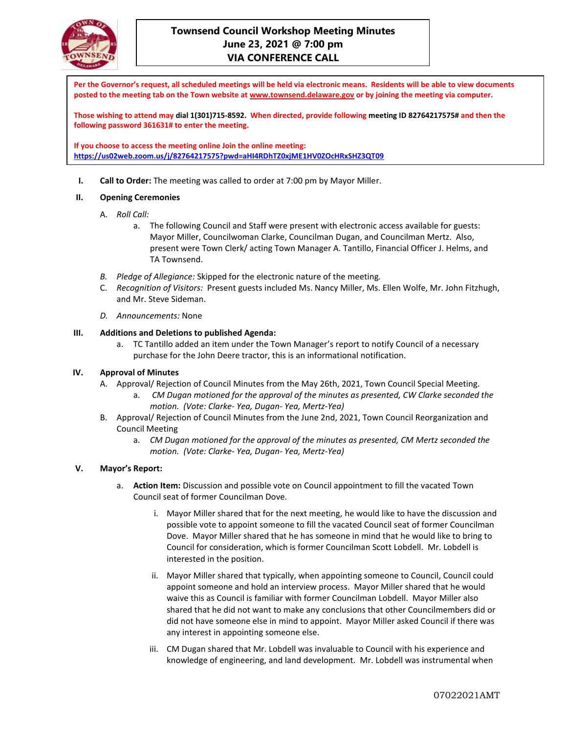# Townsend Council Workshop Meeting Minutes
## June 23, 2021 @ 7:00 pm
## VIA CONFERENCE CALL

**Per the Governor's request, all scheduled meetings will be held via electronic means. Residents will be able to view documents posted to the meeting tab on the Town website at www.townsend.delaware.gov or by joining the meeting via computer.**

**Those wishing to attend may dial 1(301)715-8592. When directed, provide following meeting ID 82764217575# and then the following password 361631# to enter the meeting.**

**If you choose to access the meeting online Join the online meeting:**
**https://us02web.zoom.us/j/82764217575?pwd=aHI4RDhTZ0xjME1HV0ZOcHRxSHZ3QT09**

I. **Call to Order:** The meeting was called to order at 7:00 pm by Mayor Miller.

II. **Opening Ceremonies**

A. *Roll Call:*

a. The following Council and Staff were present with electronic access available for guests: Mayor Miller, Councilwoman Clarke, Councilman Dugan, and Councilman Mertz. Also, present were Town Clerk/ acting Town Manager A. Tantillo, Financial Officer J. Helms, and TA Townsend.

B. *Pledge of Allegiance:* Skipped for the electronic nature of the meeting.

C. *Recognition of Visitors:* Present guests included Ms. Nancy Miller, Ms. Ellen Wolfe, Mr. John Fitzhugh, and Mr. Steve Sideman.

D. *Announcements:* None

III. **Additions and Deletions to published Agenda:**

a. TC Tantillo added an item under the Town Manager's report to notify Council of a necessary purchase for the John Deere tractor, this is an informational notification.

IV. **Approval of Minutes**

A. Approval/ Rejection of Council Minutes from the May 26th, 2021, Town Council Special Meeting.

a. *CM Dugan motioned for the approval of the minutes as presented, CW Clarke seconded the motion. (Vote: Clarke- Yea, Dugan- Yea, Mertz-Yea)*

B. Approval/ Rejection of Council Minutes from the June 2nd, 2021, Town Council Reorganization and Council Meeting

a. *CM Dugan motioned for the approval of the minutes as presented, CM Mertz seconded the motion. (Vote: Clarke- Yea, Dugan- Yea, Mertz-Yea)*

V. **Mayor's Report:**

a. **Action Item:** Discussion and possible vote on Council appointment to fill the vacated Town Council seat of former Councilman Dove.

i. Mayor Miller shared that for the next meeting, he would like to have the discussion and possible vote to appoint someone to fill the vacated Council seat of former Councilman Dove. Mayor Miller shared that he has someone in mind that he would like to bring to Council for consideration, which is former Councilman Scott Lobdell. Mr. Lobdell is interested in the position.

ii. Mayor Miller shared that typically, when appointing someone to Council, Council could appoint someone and hold an interview process. Mayor Miller shared that he would waive this as Council is familiar with former Councilman Lobdell. Mayor Miller also shared that he did not want to make any conclusions that other Councilmembers did or did not have someone else in mind to appoint. Mayor Miller asked Council if there was any interest in appointing someone else.

iii. CM Dugan shared that Mr. Lobdell was invaluable to Council with his experience and knowledge of engineering, and land development. Mr. Lobdell was instrumental when

07022021AMT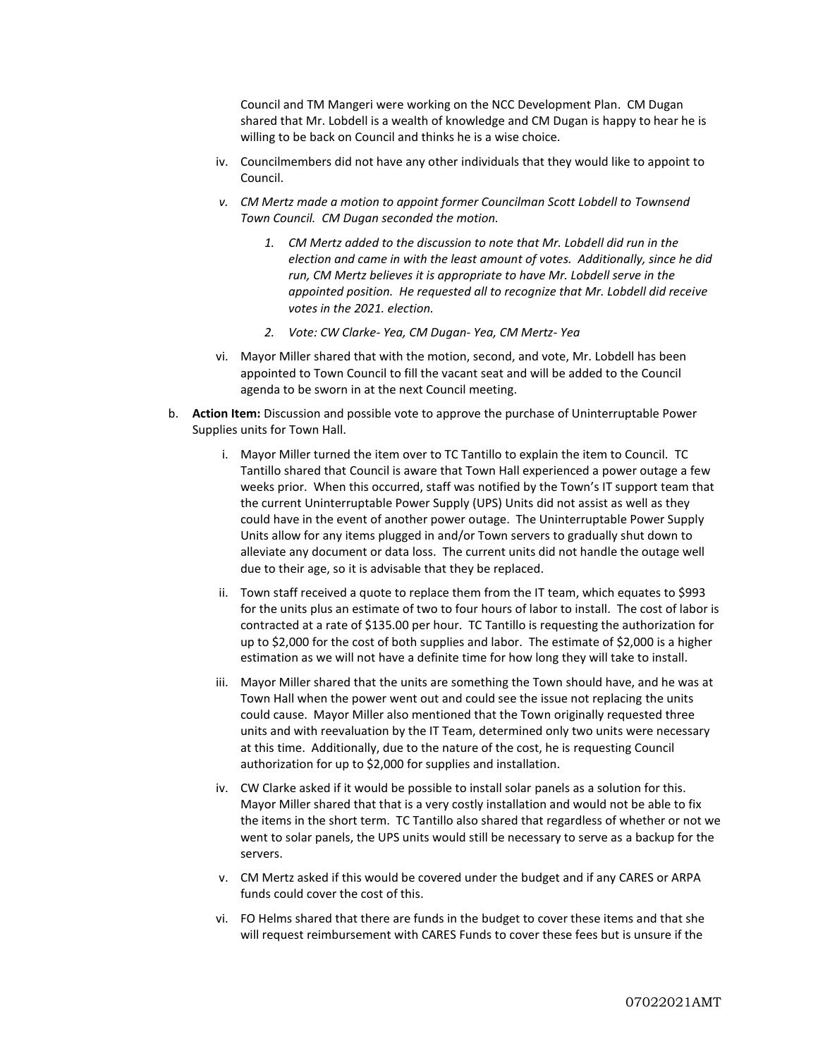Council and TM Mangeri were working on the NCC Development Plan. CM Dugan shared that Mr. Lobdell is a wealth of knowledge and CM Dugan is happy to hear he is willing to be back on Council and thinks he is a wise choice.

- iv. Councilmembers did not have any other individuals that they would like to appoint to Council.
- v. *CM Mertz made a motion to appoint former Councilman Scott Lobdell to Townsend Town Council. CM Dugan seconded the motion.*
    1. *CM Mertz added to the discussion to note that Mr. Lobdell did run in the election and came in with the least amount of votes. Additionally, since he did run, CM Mertz believes it is appropriate to have Mr. Lobdell serve in the appointed position. He requested all to recognize that Mr. Lobdell did receive votes in the 2021. election.*
    2. *Vote: CW Clarke- Yea, CM Dugan- Yea, CM Mertz- Yea*
- vi. Mayor Miller shared that with the motion, second, and vote, Mr. Lobdell has been appointed to Town Council to fill the vacant seat and will be added to the Council agenda to be sworn in at the next Council meeting.

b. **Action Item:** Discussion and possible vote to approve the purchase of Uninterruptable Power Supplies units for Town Hall.

- i. Mayor Miller turned the item over to TC Tantillo to explain the item to Council. TC Tantillo shared that Council is aware that Town Hall experienced a power outage a few weeks prior. When this occurred, staff was notified by the Town's IT support team that the current Uninterruptable Power Supply (UPS) Units did not assist as well as they could have in the event of another power outage. The Uninterruptable Power Supply Units allow for any items plugged in and/or Town servers to gradually shut down to alleviate any document or data loss. The current units did not handle the outage well due to their age, so it is advisable that they be replaced.
- ii. Town staff received a quote to replace them from the IT team, which equates to $993 for the units plus an estimate of two to four hours of labor to install. The cost of labor is contracted at a rate of $135.00 per hour. TC Tantillo is requesting the authorization for up to $2,000 for the cost of both supplies and labor. The estimate of $2,000 is a higher estimation as we will not have a definite time for how long they will take to install.
- iii. Mayor Miller shared that the units are something the Town should have, and he was at Town Hall when the power went out and could see the issue not replacing the units could cause. Mayor Miller also mentioned that the Town originally requested three units and with reevaluation by the IT Team, determined only two units were necessary at this time. Additionally, due to the nature of the cost, he is requesting Council authorization for up to $2,000 for supplies and installation.
- iv. CW Clarke asked if it would be possible to install solar panels as a solution for this. Mayor Miller shared that that is a very costly installation and would not be able to fix the items in the short term. TC Tantillo also shared that regardless of whether or not we went to solar panels, the UPS units would still be necessary to serve as a backup for the servers.
- v. CM Mertz asked if this would be covered under the budget and if any CARES or ARPA funds could cover the cost of this.
- vi. FO Helms shared that there are funds in the budget to cover these items and that she will request reimbursement with CARES Funds to cover these fees but is unsure if the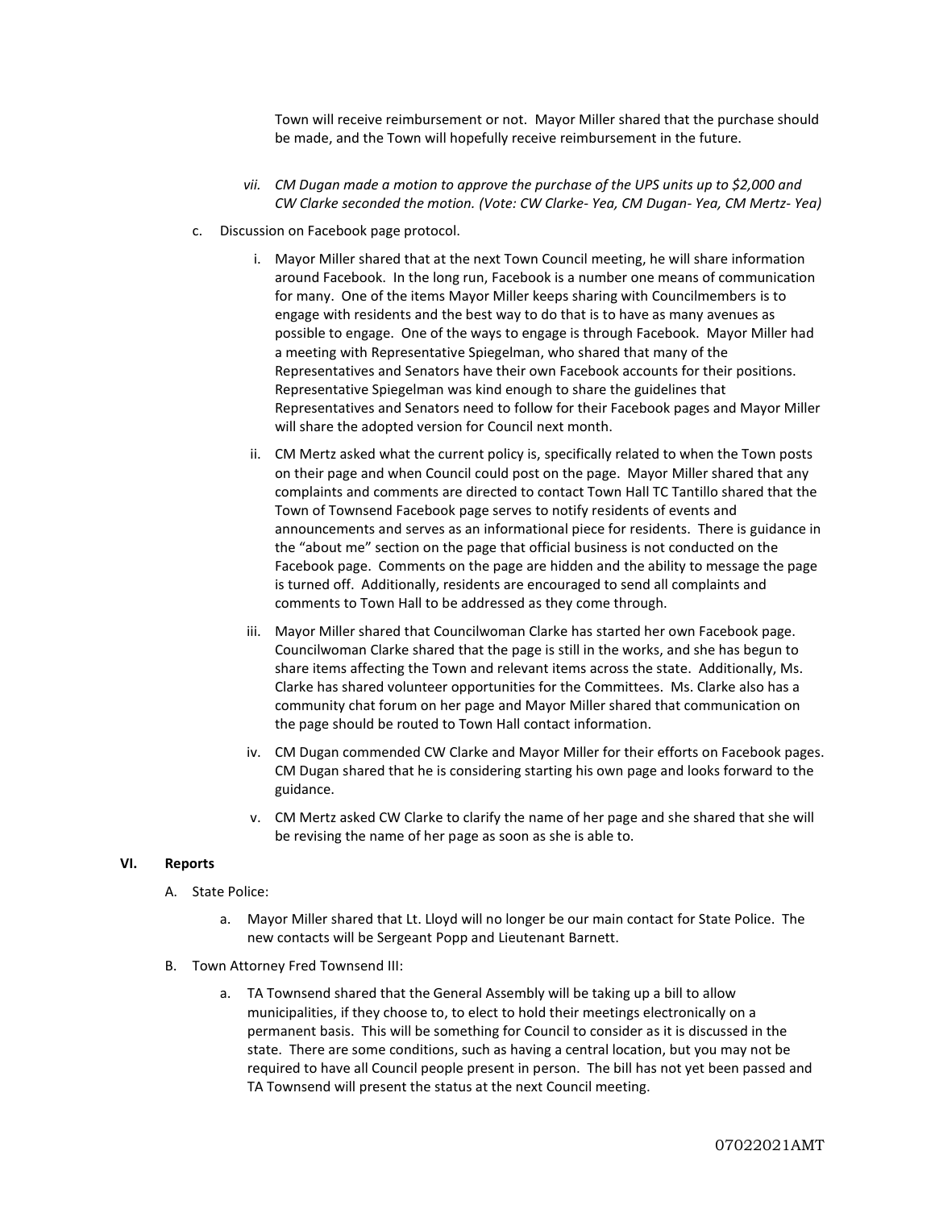Town will receive reimbursement or not. Mayor Miller shared that the purchase should be made, and the Town will hopefully receive reimbursement in the future.

vii. *CM Dugan made a motion to approve the purchase of the UPS units up to $2,000 and CW Clarke seconded the motion. (Vote: CW Clarke- Yea, CM Dugan- Yea, CM Mertz- Yea)*

c. Discussion on Facebook page protocol.

i. Mayor Miller shared that at the next Town Council meeting, he will share information around Facebook. In the long run, Facebook is a number one means of communication for many. One of the items Mayor Miller keeps sharing with Councilmembers is to engage with residents and the best way to do that is to have as many avenues as possible to engage. One of the ways to engage is through Facebook. Mayor Miller had a meeting with Representative Spiegelman, who shared that many of the Representatives and Senators have their own Facebook accounts for their positions. Representative Spiegelman was kind enough to share the guidelines that Representatives and Senators need to follow for their Facebook pages and Mayor Miller will share the adopted version for Council next month.

ii. CM Mertz asked what the current policy is, specifically related to when the Town posts on their page and when Council could post on the page. Mayor Miller shared that any complaints and comments are directed to contact Town Hall TC Tantillo shared that the Town of Townsend Facebook page serves to notify residents of events and announcements and serves as an informational piece for residents. There is guidance in the "about me" section on the page that official business is not conducted on the Facebook page. Comments on the page are hidden and the ability to message the page is turned off. Additionally, residents are encouraged to send all complaints and comments to Town Hall to be addressed as they come through.

iii. Mayor Miller shared that Councilwoman Clarke has started her own Facebook page. Councilwoman Clarke shared that the page is still in the works, and she has begun to share items affecting the Town and relevant items across the state. Additionally, Ms. Clarke has shared volunteer opportunities for the Committees. Ms. Clarke also has a community chat forum on her page and Mayor Miller shared that communication on the page should be routed to Town Hall contact information.

iv. CM Dugan commended CW Clarke and Mayor Miller for their efforts on Facebook pages. CM Dugan shared that he is considering starting his own page and looks forward to the guidance.

v. CM Mertz asked CW Clarke to clarify the name of her page and she shared that she will be revising the name of her page as soon as she is able to.

**VI. Reports**

A. State Police:

a. Mayor Miller shared that Lt. Lloyd will no longer be our main contact for State Police. The new contacts will be Sergeant Popp and Lieutenant Barnett.

B. Town Attorney Fred Townsend III:

a. TA Townsend shared that the General Assembly will be taking up a bill to allow municipalities, if they choose to, to elect to hold their meetings electronically on a permanent basis. This will be something for Council to consider as it is discussed in the state. There are some conditions, such as having a central location, but you may not be required to have all Council people present in person. The bill has not yet been passed and TA Townsend will present the status at the next Council meeting.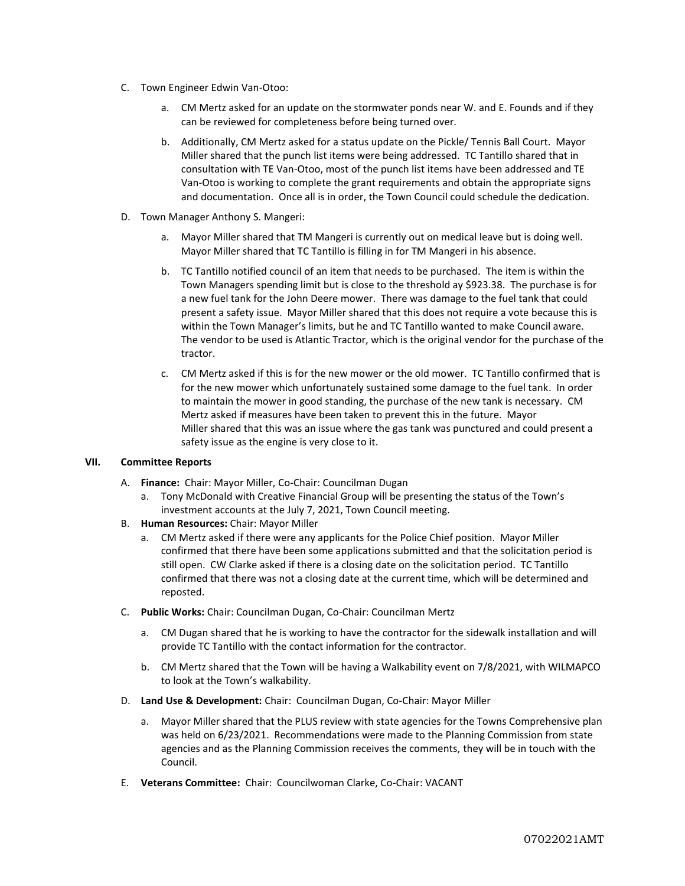C. Town Engineer Edwin Van-Otoo:

   a. CM Mertz asked for an update on the stormwater ponds near W. and E. Founds and if they can be reviewed for completeness before being turned over.

   b. Additionally, CM Mertz asked for a status update on the Pickle/ Tennis Ball Court. Mayor Miller shared that the punch list items were being addressed. TC Tantillo shared that in consultation with TE Van-Otoo, most of the punch list items have been addressed and TE Van-Otoo is working to complete the grant requirements and obtain the appropriate signs and documentation. Once all is in order, the Town Council could schedule the dedication.

D. Town Manager Anthony S. Mangeri:

   a. Mayor Miller shared that TM Mangeri is currently out on medical leave but is doing well. Mayor Miller shared that TC Tantillo is filling in for TM Mangeri in his absence.

   b. TC Tantillo notified council of an item that needs to be purchased. The item is within the Town Managers spending limit but is close to the threshold ay $923.38. The purchase is for a new fuel tank for the John Deere mower. There was damage to the fuel tank that could present a safety issue. Mayor Miller shared that this does not require a vote because this is within the Town Manager's limits, but he and TC Tantillo wanted to make Council aware. The vendor to be used is Atlantic Tractor, which is the original vendor for the purchase of the tractor.

   c. CM Mertz asked if this is for the new mower or the old mower. TC Tantillo confirmed that is for the new mower which unfortunately sustained some damage to the fuel tank. In order to maintain the mower in good standing, the purchase of the new tank is necessary. CM Mertz asked if measures have been taken to prevent this in the future. Mayor Miller shared that this was an issue where the gas tank was punctured and could present a safety issue as the engine is very close to it.

## VII. Committee Reports

A. **Finance:** Chair: Mayor Miller, Co-Chair: Councilman Dugan

   a. Tony McDonald with Creative Financial Group will be presenting the status of the Town's investment accounts at the July 7, 2021, Town Council meeting.

B. **Human Resources:** Chair: Mayor Miller

   a. CM Mertz asked if there were any applicants for the Police Chief position. Mayor Miller confirmed that there have been some applications submitted and that the solicitation period is still open. CW Clarke asked if there is a closing date on the solicitation period. TC Tantillo confirmed that there was not a closing date at the current time, which will be determined and reposted.

C. **Public Works:** Chair: Councilman Dugan, Co-Chair: Councilman Mertz

   a. CM Dugan shared that he is working to have the contractor for the sidewalk installation and will provide TC Tantillo with the contact information for the contractor.

   b. CM Mertz shared that the Town will be having a Walkability event on 7/8/2021, with WILMAPCO to look at the Town's walkability.

D. **Land Use & Development:** Chair: Councilman Dugan, Co-Chair: Mayor Miller

   a. Mayor Miller shared that the PLUS review with state agencies for the Towns Comprehensive plan was held on 6/23/2021. Recommendations were made to the Planning Commission from state agencies and as the Planning Commission receives the comments, they will be in touch with the Council.

E. **Veterans Committee:** Chair: Councilwoman Clarke, Co-Chair: VACANT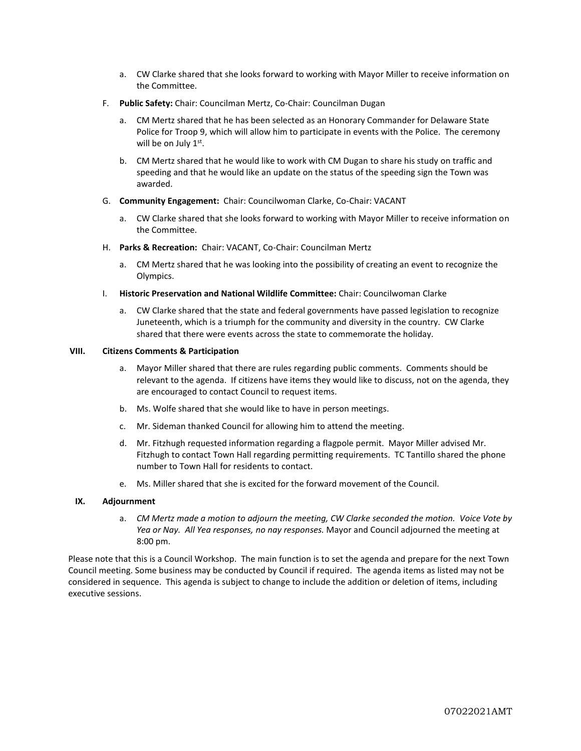a. CW Clarke shared that she looks forward to working with Mayor Miller to receive information on the Committee.

F. **Public Safety:** Chair: Councilman Mertz, Co-Chair: Councilman Dugan

a. CM Mertz shared that he has been selected as an Honorary Commander for Delaware State Police for Troop 9, which will allow him to participate in events with the Police. The ceremony will be on July 1st.

b. CM Mertz shared that he would like to work with CM Dugan to share his study on traffic and speeding and that he would like an update on the status of the speeding sign the Town was awarded.

G. **Community Engagement:** Chair: Councilwoman Clarke, Co-Chair: VACANT

a. CW Clarke shared that she looks forward to working with Mayor Miller to receive information on the Committee.

H. **Parks & Recreation:** Chair: VACANT, Co-Chair: Councilman Mertz

a. CM Mertz shared that he was looking into the possibility of creating an event to recognize the Olympics.

I. **Historic Preservation and National Wildlife Committee:** Chair: Councilwoman Clarke

a. CW Clarke shared that the state and federal governments have passed legislation to recognize Juneteenth, which is a triumph for the community and diversity in the country. CW Clarke shared that there were events across the state to commemorate the holiday.

## VIII. Citizens Comments & Participation

a. Mayor Miller shared that there are rules regarding public comments. Comments should be relevant to the agenda. If citizens have items they would like to discuss, not on the agenda, they are encouraged to contact Council to request items.

b. Ms. Wolfe shared that she would like to have in person meetings.

c. Mr. Sideman thanked Council for allowing him to attend the meeting.

d. Mr. Fitzhugh requested information regarding a flagpole permit. Mayor Miller advised Mr. Fitzhugh to contact Town Hall regarding permitting requirements. TC Tantillo shared the phone number to Town Hall for residents to contact.

e. Ms. Miller shared that she is excited for the forward movement of the Council.

## IX. Adjournment

a. *CM Mertz made a motion to adjourn the meeting, CW Clarke seconded the motion. Voice Vote by Yea or Nay. All Yea responses, no nay responses.* Mayor and Council adjourned the meeting at 8:00 pm.

Please note that this is a Council Workshop. The main function is to set the agenda and prepare for the next Town Council meeting. Some business may be conducted by Council if required. The agenda items as listed may not be considered in sequence. This agenda is subject to change to include the addition or deletion of items, including executive sessions.

07022021AMT